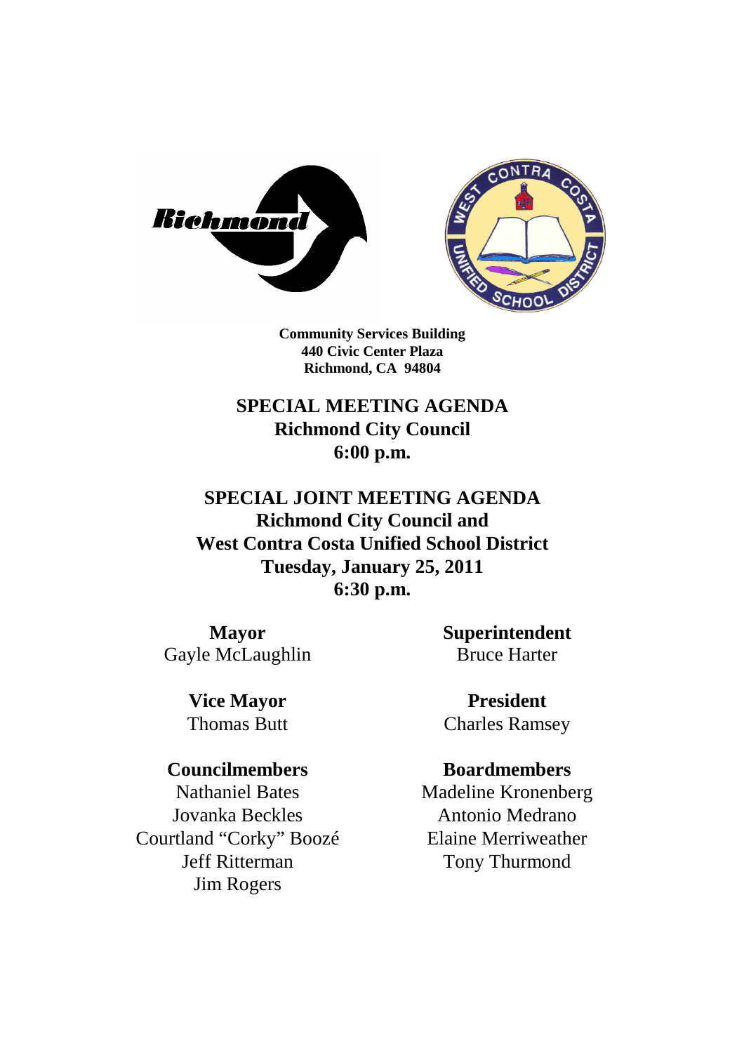**Community Services Building**
**440 Civic Center Plaza**
**Richmond, CA 94804**

# SPECIAL MEETING AGENDA
## Richmond City Council
## 6:00 p.m.

# SPECIAL JOINT MEETING AGENDA
## Richmond City Council and
## West Contra Costa Unified School District
## Tuesday, January 25, 2011
## 6:30 p.m.

**Mayor**
Gayle McLaughlin

**Vice Mayor**
Thomas Butt

**Councilmembers**
Nathaniel Bates
Jovanka Beckles
Courtland "Corky" Boozé
Jeff Ritterman
Jim Rogers

**Superintendent**
Bruce Harter

**President**
Charles Ramsey

**Boardmembers**
Madeline Kronenberg
Antonio Medrano
Elaine Merriweather
Tony Thurmond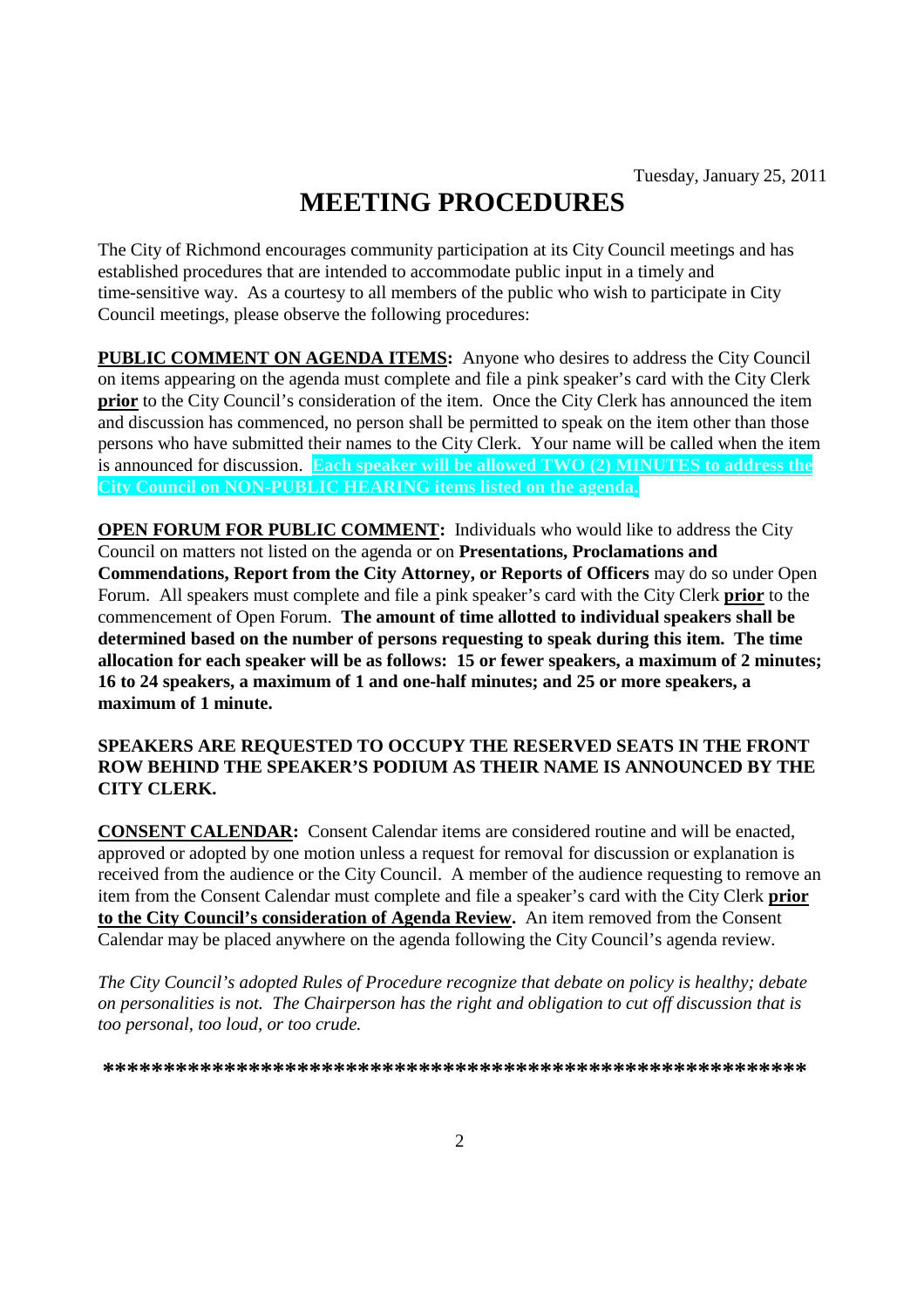Tuesday, January 25, 2011

# MEETING PROCEDURES

The City of Richmond encourages community participation at its City Council meetings and has established procedures that are intended to accommodate public input in a timely and time-sensitive way. As a courtesy to all members of the public who wish to participate in City Council meetings, please observe the following procedures:

**PUBLIC COMMENT ON AGENDA ITEMS:** Anyone who desires to address the City Council on items appearing on the agenda must complete and file a pink speaker's card with the City Clerk **prior** to the City Council's consideration of the item. Once the City Clerk has announced the item and discussion has commenced, no person shall be permitted to speak on the item other than those persons who have submitted their names to the City Clerk. Your name will be called when the item is announced for discussion. **Each speaker will be allowed TWO (2) MINUTES to address the City Council on NON-PUBLIC HEARING items listed on the agenda.**

**OPEN FORUM FOR PUBLIC COMMENT:** Individuals who would like to address the City Council on matters not listed on the agenda or on **Presentations, Proclamations and Commendations, Report from the City Attorney, or Reports of Officers** may do so under Open Forum. All speakers must complete and file a pink speaker's card with the City Clerk **prior** to the commencement of Open Forum. **The amount of time allotted to individual speakers shall be determined based on the number of persons requesting to speak during this item. The time allocation for each speaker will be as follows: 15 or fewer speakers, a maximum of 2 minutes; 16 to 24 speakers, a maximum of 1 and one-half minutes; and 25 or more speakers, a maximum of 1 minute.**

**SPEAKERS ARE REQUESTED TO OCCUPY THE RESERVED SEATS IN THE FRONT ROW BEHIND THE SPEAKER'S PODIUM AS THEIR NAME IS ANNOUNCED BY THE CITY CLERK.**

**CONSENT CALENDAR:** Consent Calendar items are considered routine and will be enacted, approved or adopted by one motion unless a request for removal for discussion or explanation is received from the audience or the City Council. A member of the audience requesting to remove an item from the Consent Calendar must complete and file a speaker's card with the City Clerk **prior to the City Council's consideration of Agenda Review.** An item removed from the Consent Calendar may be placed anywhere on the agenda following the City Council's agenda review.

*The City Council's adopted Rules of Procedure recognize that debate on policy is healthy; debate on personalities is not. The Chairperson has the right and obligation to cut off discussion that is too personal, too loud, or too crude.*

**\*\*\*\*\*\*\*\*\*\*\*\*\*\*\*\*\*\*\*\*\*\*\*\*\*\*\*\*\*\*\*\*\*\*\*\*\*\*\*\*\*\*\*\*\*\*\*\*\*\*\*\*\*\*\*\*\*\*\***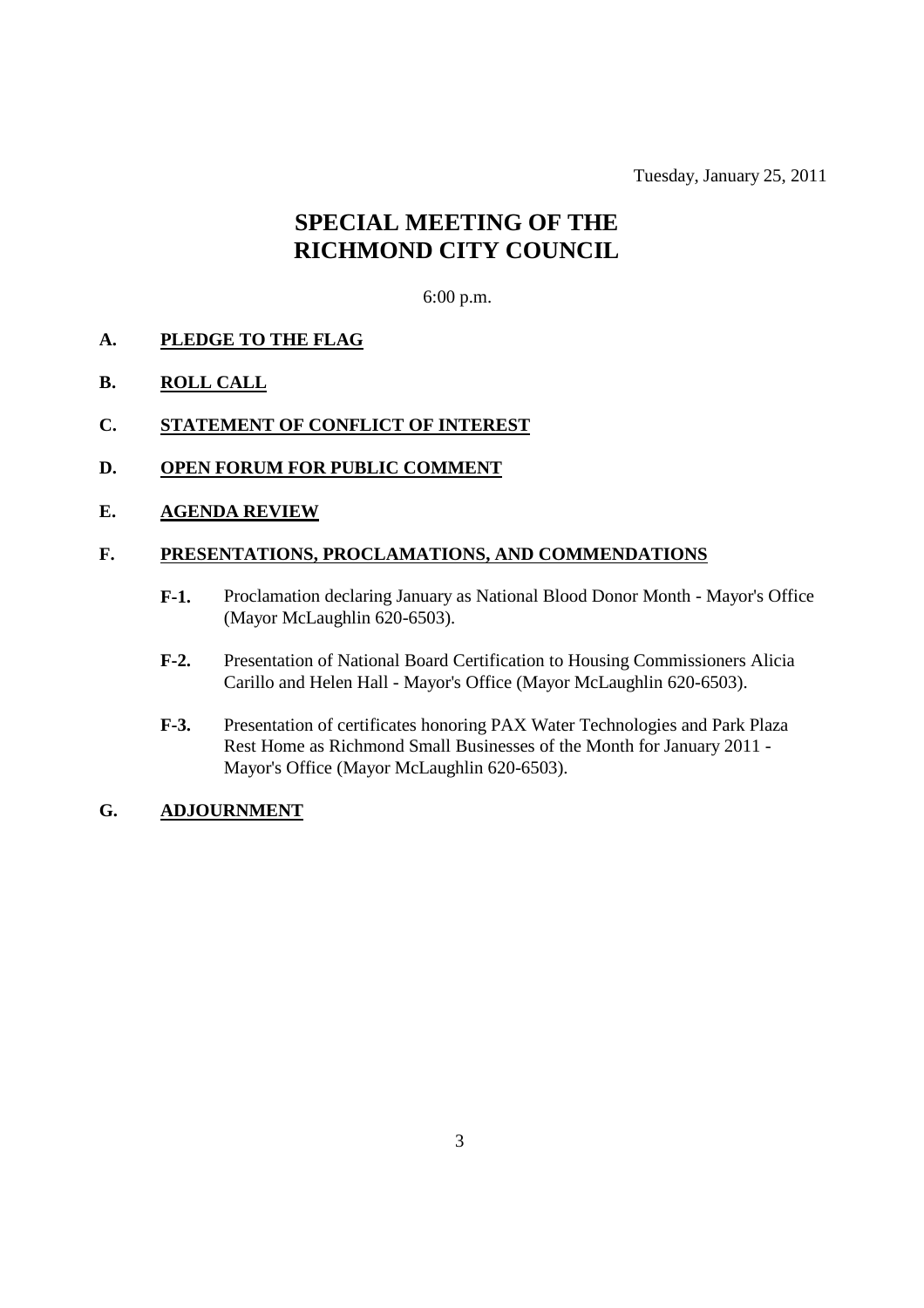Tuesday, January 25, 2011

# SPECIAL MEETING OF THE RICHMOND CITY COUNCIL

6:00 p.m.

**A. PLEDGE TO THE FLAG**

**B. ROLL CALL**

**C. STATEMENT OF CONFLICT OF INTEREST**

**D. OPEN FORUM FOR PUBLIC COMMENT**

**E. AGENDA REVIEW**

**F. PRESENTATIONS, PROCLAMATIONS, AND COMMENDATIONS**

- **F-1.** Proclamation declaring January as National Blood Donor Month - Mayor's Office (Mayor McLaughlin 620-6503).

- **F-2.** Presentation of National Board Certification to Housing Commissioners Alicia Carillo and Helen Hall - Mayor's Office (Mayor McLaughlin 620-6503).

- **F-3.** Presentation of certificates honoring PAX Water Technologies and Park Plaza Rest Home as Richmond Small Businesses of the Month for January 2011 - Mayor's Office (Mayor McLaughlin 620-6503).

**G. ADJOURNMENT**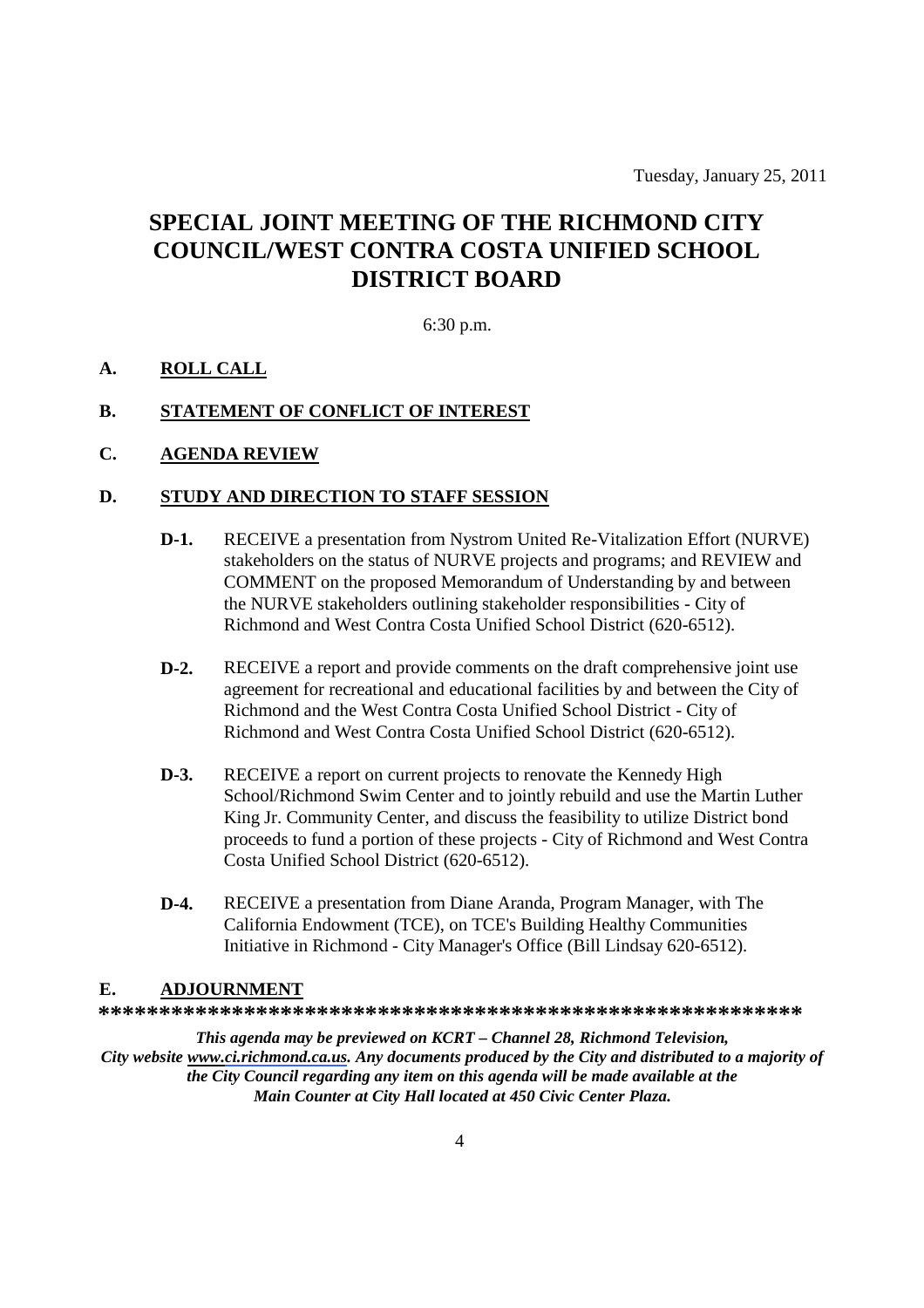Tuesday, January 25, 2011

# SPECIAL JOINT MEETING OF THE RICHMOND CITY COUNCIL/WEST CONTRA COSTA UNIFIED SCHOOL DISTRICT BOARD

6:30 p.m.

**A. ROLL CALL**

**B. STATEMENT OF CONFLICT OF INTEREST**

**C. AGENDA REVIEW**

**D. STUDY AND DIRECTION TO STAFF SESSION**

**D-1.** RECEIVE a presentation from Nystrom United Re-Vitalization Effort (NURVE) stakeholders on the status of NURVE projects and programs; and REVIEW and COMMENT on the proposed Memorandum of Understanding by and between the NURVE stakeholders outlining stakeholder responsibilities - City of Richmond and West Contra Costa Unified School District (620-6512).

**D-2.** RECEIVE a report and provide comments on the draft comprehensive joint use agreement for recreational and educational facilities by and between the City of Richmond and the West Contra Costa Unified School District - City of Richmond and West Contra Costa Unified School District (620-6512).

**D-3.** RECEIVE a report on current projects to renovate the Kennedy High School/Richmond Swim Center and to jointly rebuild and use the Martin Luther King Jr. Community Center, and discuss the feasibility to utilize District bond proceeds to fund a portion of these projects - City of Richmond and West Contra Costa Unified School District (620-6512).

**D-4.** RECEIVE a presentation from Diane Aranda, Program Manager, with The California Endowment (TCE), on TCE's Building Healthy Communities Initiative in Richmond - City Manager's Office (Bill Lindsay 620-6512).

**E. ADJOURNMENT**

************************************************************

***This agenda may be previewed on KCRT – Channel 28, Richmond Television, City website www.ci.richmond.ca.us. Any documents produced by the City and distributed to a majority of the City Council regarding any item on this agenda will be made available at the Main Counter at City Hall located at 450 Civic Center Plaza.***